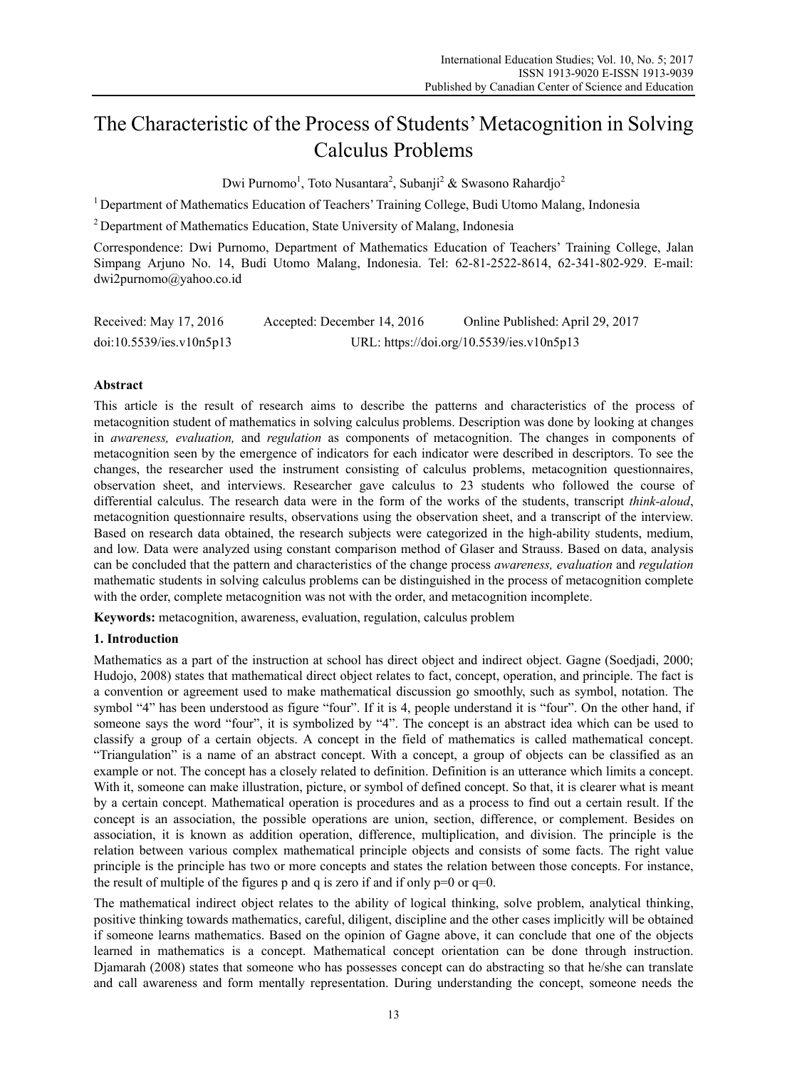# The Characteristic of the Process of Students' Metacognition in Solving Calculus Problems

Dwi Purnomo[1], Toto Nusantara[2], Subanji[2] & Swasono Rahardjo[2]

[1] Department of Mathematics Education of Teachers' Training College, Budi Utomo Malang, Indonesia

[2] Department of Mathematics Education, State University of Malang, Indonesia

Correspondence: Dwi Purnomo, Department of Mathematics Education of Teachers' Training College, Jalan Simpang Arjuno No. 14, Budi Utomo Malang, Indonesia. Tel: 62-81-2522-8614, 62-341-802-929. E-mail: dwi2purnomo@yahoo.co.id

Received: May 17, 2016 Accepted: December 14, 2016 Online Published: April 29, 2017

doi:10.5539/ies.v10n5p13 URL: https://doi.org/10.5539/ies.v10n5p13

## Abstract

This article is the result of research aims to describe the patterns and characteristics of the process of metacognition student of mathematics in solving calculus problems. Description was done by looking at changes in *awareness, evaluation,* and *regulation* as components of metacognition. The changes in components of metacognition seen by the emergence of indicators for each indicator were described in descriptors. To see the changes, the researcher used the instrument consisting of calculus problems, metacognition questionnaires, observation sheet, and interviews. Researcher gave calculus to 23 students who followed the course of differential calculus. The research data were in the form of the works of the students, transcript *think-aloud*, metacognition questionnaire results, observations using the observation sheet, and a transcript of the interview. Based on research data obtained, the research subjects were categorized in the high-ability students, medium, and low. Data were analyzed using constant comparison method of Glaser and Strauss. Based on data, analysis can be concluded that the pattern and characteristics of the change process *awareness, evaluation* and *regulation* mathematic students in solving calculus problems can be distinguished in the process of metacognition complete with the order, complete metacognition was not with the order, and metacognition incomplete.

**Keywords:** metacognition, awareness, evaluation, regulation, calculus problem

## 1. Introduction

Mathematics as a part of the instruction at school has direct object and indirect object. Gagne (Soedjadi, 2000; Hudojo, 2008) states that mathematical direct object relates to fact, concept, operation, and principle. The fact is a convention or agreement used to make mathematical discussion go smoothly, such as symbol, notation. The symbol "4" has been understood as figure "four". If it is 4, people understand it is "four". On the other hand, if someone says the word "four", it is symbolized by "4". The concept is an abstract idea which can be used to classify a group of a certain objects. A concept in the field of mathematics is called mathematical concept. "Triangulation" is a name of an abstract concept. With a concept, a group of objects can be classified as an example or not. The concept has a closely related to definition. Definition is an utterance which limits a concept. With it, someone can make illustration, picture, or symbol of defined concept. So that, it is clearer what is meant by a certain concept. Mathematical operation is procedures and as a process to find out a certain result. If the concept is an association, the possible operations are union, section, difference, or complement. Besides on association, it is known as addition operation, difference, multiplication, and division. The principle is the relation between various complex mathematical principle objects and consists of some facts. The right value principle is the principle has two or more concepts and states the relation between those concepts. For instance, the result of multiple of the figures p and q is zero if and if only $p=0$ or $q=0$.

The mathematical indirect object relates to the ability of logical thinking, solve problem, analytical thinking, positive thinking towards mathematics, careful, diligent, discipline and the other cases implicitly will be obtained if someone learns mathematics. Based on the opinion of Gagne above, it can conclude that one of the objects learned in mathematics is a concept. Mathematical concept orientation can be done through instruction. Djamarah (2008) states that someone who has possesses concept can do abstracting so that he/she can translate and call awareness and form mentally representation. During understanding the concept, someone needs the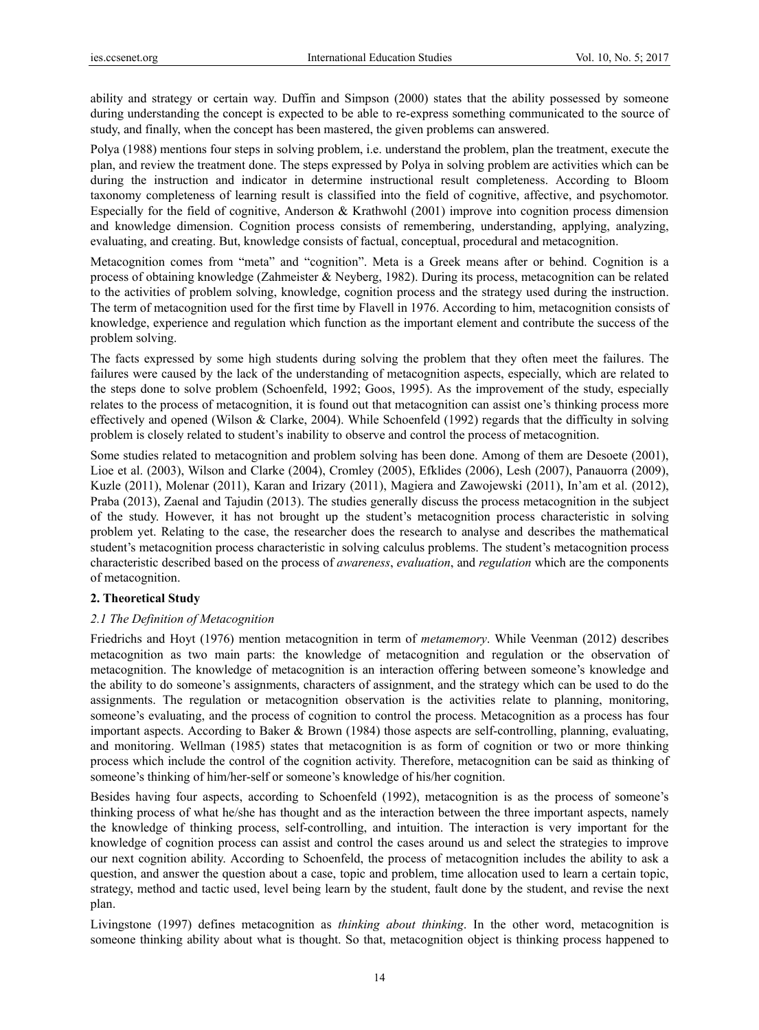ability and strategy or certain way. Duffin and Simpson (2000) states that the ability possessed by someone during understanding the concept is expected to be able to re-express something communicated to the source of study, and finally, when the concept has been mastered, the given problems can answered.

Polya (1988) mentions four steps in solving problem, i.e. understand the problem, plan the treatment, execute the plan, and review the treatment done. The steps expressed by Polya in solving problem are activities which can be during the instruction and indicator in determine instructional result completeness. According to Bloom taxonomy completeness of learning result is classified into the field of cognitive, affective, and psychomotor. Especially for the field of cognitive, Anderson & Krathwohl (2001) improve into cognition process dimension and knowledge dimension. Cognition process consists of remembering, understanding, applying, analyzing, evaluating, and creating. But, knowledge consists of factual, conceptual, procedural and metacognition.

Metacognition comes from "meta" and "cognition". Meta is a Greek means after or behind. Cognition is a process of obtaining knowledge (Zahmeister & Neyberg, 1982). During its process, metacognition can be related to the activities of problem solving, knowledge, cognition process and the strategy used during the instruction. The term of metacognition used for the first time by Flavell in 1976. According to him, metacognition consists of knowledge, experience and regulation which function as the important element and contribute the success of the problem solving.

The facts expressed by some high students during solving the problem that they often meet the failures. The failures were caused by the lack of the understanding of metacognition aspects, especially, which are related to the steps done to solve problem (Schoenfeld, 1992; Goos, 1995). As the improvement of the study, especially relates to the process of metacognition, it is found out that metacognition can assist one's thinking process more effectively and opened (Wilson & Clarke, 2004). While Schoenfeld (1992) regards that the difficulty in solving problem is closely related to student's inability to observe and control the process of metacognition.

Some studies related to metacognition and problem solving has been done. Among of them are Desoete (2001), Lioe et al. (2003), Wilson and Clarke (2004), Cromley (2005), Efklides (2006), Lesh (2007), Panauorra (2009), Kuzle (2011), Molenar (2011), Karan and Irizary (2011), Magiera and Zawojewski (2011), In'am et al. (2012), Praba (2013), Zaenal and Tajudin (2013). The studies generally discuss the process metacognition in the subject of the study. However, it has not brought up the student's metacognition process characteristic in solving problem yet. Relating to the case, the researcher does the research to analyse and describes the mathematical student's metacognition process characteristic in solving calculus problems. The student's metacognition process characteristic described based on the process of *awareness*, *evaluation*, and *regulation* which are the components of metacognition.

## 2. Theoretical Study

### *2.1 The Definition of Metacognition*

Friedrichs and Hoyt (1976) mention metacognition in term of *metamemory*. While Veenman (2012) describes metacognition as two main parts: the knowledge of metacognition and regulation or the observation of metacognition. The knowledge of metacognition is an interaction offering between someone's knowledge and the ability to do someone's assignments, characters of assignment, and the strategy which can be used to do the assignments. The regulation or metacognition observation is the activities relate to planning, monitoring, someone's evaluating, and the process of cognition to control the process. Metacognition as a process has four important aspects. According to Baker & Brown (1984) those aspects are self-controlling, planning, evaluating, and monitoring. Wellman (1985) states that metacognition is as form of cognition or two or more thinking process which include the control of the cognition activity. Therefore, metacognition can be said as thinking of someone's thinking of him/her-self or someone's knowledge of his/her cognition.

Besides having four aspects, according to Schoenfeld (1992), metacognition is as the process of someone's thinking process of what he/she has thought and as the interaction between the three important aspects, namely the knowledge of thinking process, self-controlling, and intuition. The interaction is very important for the knowledge of cognition process can assist and control the cases around us and select the strategies to improve our next cognition ability. According to Schoenfeld, the process of metacognition includes the ability to ask a question, and answer the question about a case, topic and problem, time allocation used to learn a certain topic, strategy, method and tactic used, level being learn by the student, fault done by the student, and revise the next plan.

Livingstone (1997) defines metacognition as *thinking about thinking*. In the other word, metacognition is someone thinking ability about what is thought. So that, metacognition object is thinking process happened to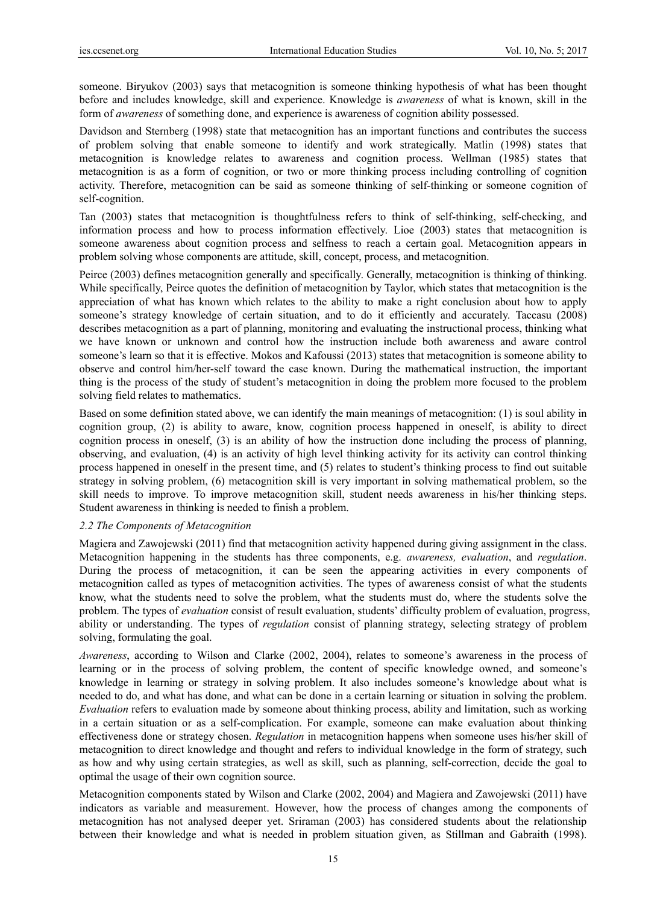someone. Biryukov (2003) says that metacognition is someone thinking hypothesis of what has been thought before and includes knowledge, skill and experience. Knowledge is *awareness* of what is known, skill in the form of *awareness* of something done, and experience is awareness of cognition ability possessed.

Davidson and Sternberg (1998) state that metacognition has an important functions and contributes the success of problem solving that enable someone to identify and work strategically. Matlin (1998) states that metacognition is knowledge relates to awareness and cognition process. Wellman (1985) states that metacognition is as a form of cognition, or two or more thinking process including controlling of cognition activity. Therefore, metacognition can be said as someone thinking of self-thinking or someone cognition of self-cognition.

Tan (2003) states that metacognition is thoughtfulness refers to think of self-thinking, self-checking, and information process and how to process information effectively. Lioe (2003) states that metacognition is someone awareness about cognition process and selfness to reach a certain goal. Metacognition appears in problem solving whose components are attitude, skill, concept, process, and metacognition.

Peirce (2003) defines metacognition generally and specifically. Generally, metacognition is thinking of thinking. While specifically, Peirce quotes the definition of metacognition by Taylor, which states that metacognition is the appreciation of what has known which relates to the ability to make a right conclusion about how to apply someone's strategy knowledge of certain situation, and to do it efficiently and accurately. Taccasu (2008) describes metacognition as a part of planning, monitoring and evaluating the instructional process, thinking what we have known or unknown and control how the instruction include both awareness and aware control someone's learn so that it is effective. Mokos and Kafoussi (2013) states that metacognition is someone ability to observe and control him/her-self toward the case known. During the mathematical instruction, the important thing is the process of the study of student's metacognition in doing the problem more focused to the problem solving field relates to mathematics.

Based on some definition stated above, we can identify the main meanings of metacognition: (1) is soul ability in cognition group, (2) is ability to aware, know, cognition process happened in oneself, is ability to direct cognition process in oneself, (3) is an ability of how the instruction done including the process of planning, observing, and evaluation, (4) is an activity of high level thinking activity for its activity can control thinking process happened in oneself in the present time, and (5) relates to student's thinking process to find out suitable strategy in solving problem, (6) metacognition skill is very important in solving mathematical problem, so the skill needs to improve. To improve metacognition skill, student needs awareness in his/her thinking steps. Student awareness in thinking is needed to finish a problem.

### *2.2 The Components of Metacognition*

Magiera and Zawojewski (2011) find that metacognition activity happened during giving assignment in the class. Metacognition happening in the students has three components, e.g. *awareness, evaluation*, and *regulation*. During the process of metacognition, it can be seen the appearing activities in every components of metacognition called as types of metacognition activities. The types of awareness consist of what the students know, what the students need to solve the problem, what the students must do, where the students solve the problem. The types of *evaluation* consist of result evaluation, students' difficulty problem of evaluation, progress, ability or understanding. The types of *regulation* consist of planning strategy, selecting strategy of problem solving, formulating the goal.

*Awareness*, according to Wilson and Clarke (2002, 2004), relates to someone's awareness in the process of learning or in the process of solving problem, the content of specific knowledge owned, and someone's knowledge in learning or strategy in solving problem. It also includes someone's knowledge about what is needed to do, and what has done, and what can be done in a certain learning or situation in solving the problem. *Evaluation* refers to evaluation made by someone about thinking process, ability and limitation, such as working in a certain situation or as a self-complication. For example, someone can make evaluation about thinking effectiveness done or strategy chosen. *Regulation* in metacognition happens when someone uses his/her skill of metacognition to direct knowledge and thought and refers to individual knowledge in the form of strategy, such as how and why using certain strategies, as well as skill, such as planning, self-correction, decide the goal to optimal the usage of their own cognition source.

Metacognition components stated by Wilson and Clarke (2002, 2004) and Magiera and Zawojewski (2011) have indicators as variable and measurement. However, how the process of changes among the components of metacognition has not analysed deeper yet. Sriraman (2003) has considered students about the relationship between their knowledge and what is needed in problem situation given, as Stillman and Gabraith (1998).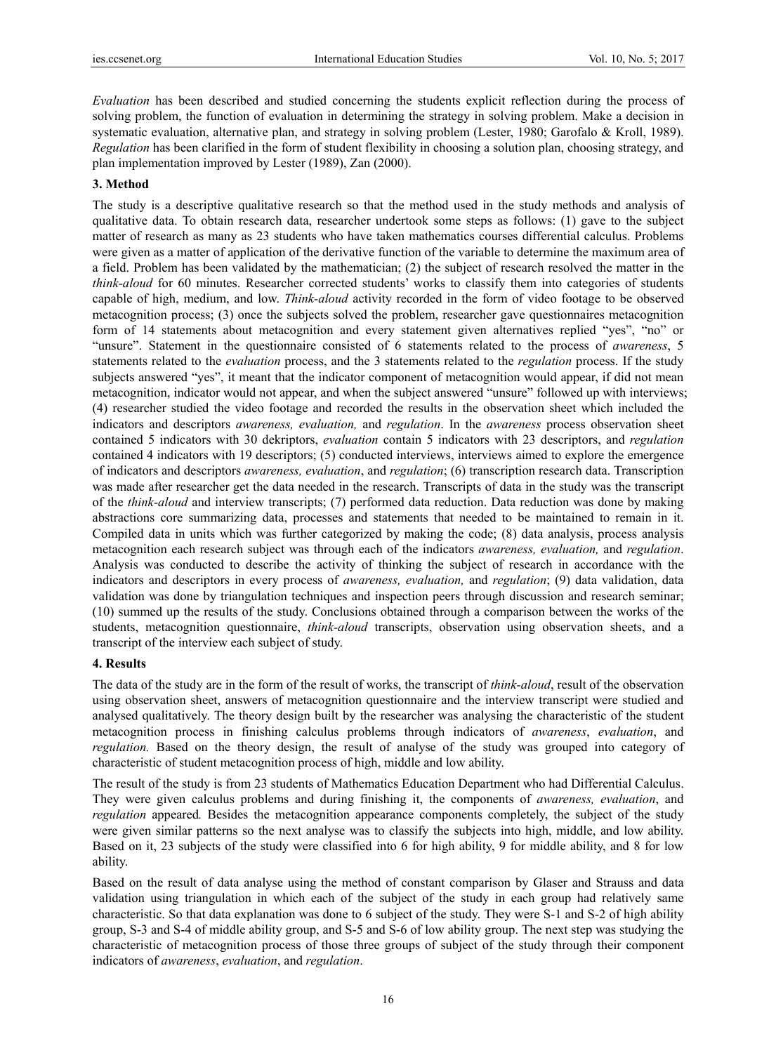*Evaluation* has been described and studied concerning the students explicit reflection during the process of solving problem, the function of evaluation in determining the strategy in solving problem. Make a decision in systematic evaluation, alternative plan, and strategy in solving problem (Lester, 1980; Garofalo & Kroll, 1989). *Regulation* has been clarified in the form of student flexibility in choosing a solution plan, choosing strategy, and plan implementation improved by Lester (1989), Zan (2000).

## 3. Method

The study is a descriptive qualitative research so that the method used in the study methods and analysis of qualitative data. To obtain research data, researcher undertook some steps as follows: (1) gave to the subject matter of research as many as 23 students who have taken mathematics courses differential calculus. Problems were given as a matter of application of the derivative function of the variable to determine the maximum area of a field. Problem has been validated by the mathematician; (2) the subject of research resolved the matter in the *think-aloud* for 60 minutes. Researcher corrected students' works to classify them into categories of students capable of high, medium, and low. *Think-aloud* activity recorded in the form of video footage to be observed metacognition process; (3) once the subjects solved the problem, researcher gave questionnaires metacognition form of 14 statements about metacognition and every statement given alternatives replied "yes", "no" or "unsure". Statement in the questionnaire consisted of 6 statements related to the process of *awareness*, 5 statements related to the *evaluation* process, and the 3 statements related to the *regulation* process. If the study subjects answered "yes", it meant that the indicator component of metacognition would appear, if did not mean metacognition, indicator would not appear, and when the subject answered "unsure" followed up with interviews; (4) researcher studied the video footage and recorded the results in the observation sheet which included the indicators and descriptors *awareness, evaluation,* and *regulation*. In the *awareness* process observation sheet contained 5 indicators with 30 dekriptors, *evaluation* contain 5 indicators with 23 descriptors, and *regulation* contained 4 indicators with 19 descriptors; (5) conducted interviews, interviews aimed to explore the emergence of indicators and descriptors *awareness, evaluation*, and *regulation*; (6) transcription research data. Transcription was made after researcher get the data needed in the research. Transcripts of data in the study was the transcript of the *think-aloud* and interview transcripts; (7) performed data reduction. Data reduction was done by making abstractions core summarizing data, processes and statements that needed to be maintained to remain in it. Compiled data in units which was further categorized by making the code; (8) data analysis, process analysis metacognition each research subject was through each of the indicators *awareness, evaluation,* and *regulation*. Analysis was conducted to describe the activity of thinking the subject of research in accordance with the indicators and descriptors in every process of *awareness, evaluation,* and *regulation*; (9) data validation, data validation was done by triangulation techniques and inspection peers through discussion and research seminar; (10) summed up the results of the study. Conclusions obtained through a comparison between the works of the students, metacognition questionnaire, *think-aloud* transcripts, observation using observation sheets, and a transcript of the interview each subject of study.

## 4. Results

The data of the study are in the form of the result of works, the transcript of *think-aloud*, result of the observation using observation sheet, answers of metacognition questionnaire and the interview transcript were studied and analysed qualitatively. The theory design built by the researcher was analysing the characteristic of the student metacognition process in finishing calculus problems through indicators of *awareness*, *evaluation*, and *regulation.* Based on the theory design, the result of analyse of the study was grouped into category of characteristic of student metacognition process of high, middle and low ability.

The result of the study is from 23 students of Mathematics Education Department who had Differential Calculus. They were given calculus problems and during finishing it, the components of *awareness, evaluation*, and *regulation* appeared*.* Besides the metacognition appearance components completely, the subject of the study were given similar patterns so the next analyse was to classify the subjects into high, middle, and low ability. Based on it, 23 subjects of the study were classified into 6 for high ability, 9 for middle ability, and 8 for low ability.

Based on the result of data analyse using the method of constant comparison by Glaser and Strauss and data validation using triangulation in which each of the subject of the study in each group had relatively same characteristic. So that data explanation was done to 6 subject of the study. They were S-1 and S-2 of high ability group, S-3 and S-4 of middle ability group, and S-5 and S-6 of low ability group. The next step was studying the characteristic of metacognition process of those three groups of subject of the study through their component indicators of *awareness*, *evaluation*, and *regulation*.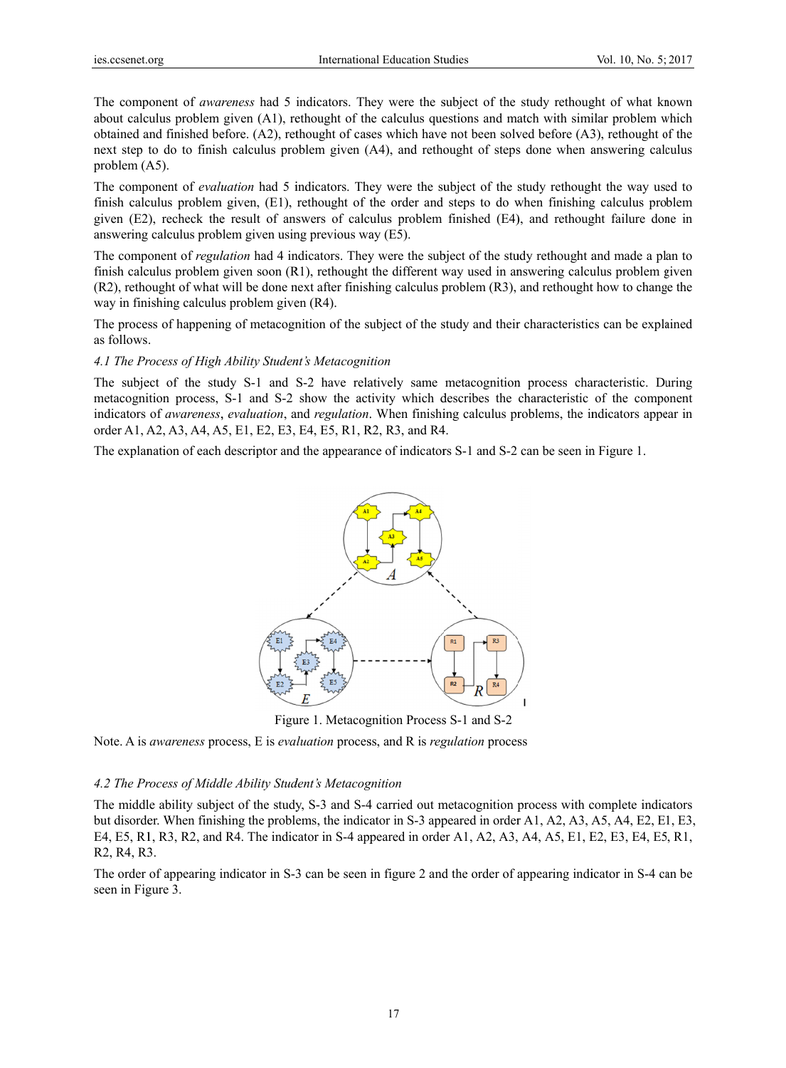The component of *awareness* had 5 indicators. They were the subject of the study rethought of what known about calculus problem given (A1), rethought of the calculus questions and match with similar problem which obtained and finished before. (A2), rethought of cases which have not been solved before (A3), rethought of the next step to do to finish calculus problem given (A4), and rethought of steps done when answering calculus problem (A5).

The component of *evaluation* had 5 indicators. They were the subject of the study rethought the way used to finish calculus problem given, (E1), rethought of the order and steps to do when finishing calculus problem given (E2), recheck the result of answers of calculus problem finished (E4), and rethought failure done in answering calculus problem given using previous way (E5).

The component of *regulation* had 4 indicators. They were the subject of the study rethought and made a plan to finish calculus problem given soon (R1), rethought the different way used in answering calculus problem given (R2), rethought of what will be done next after finishing calculus problem (R3), and rethought how to change the way in finishing calculus problem given (R4).

The process of happening of metacognition of the subject of the study and their characteristics can be explained as follows.

### *4.1 The Process of High Ability Student's Metacognition*

The subject of the study S-1 and S-2 have relatively same metacognition process characteristic. During metacognition process, S-1 and S-2 show the activity which describes the characteristic of the component indicators of *awareness*, *evaluation*, and *regulation*. When finishing calculus problems, the indicators appear in order A1, A2, A3, A4, A5, E1, E2, E3, E4, E5, R1, R2, R3, and R4.

The explanation of each descriptor and the appearance of indicators S-1 and S-2 can be seen in Figure 1.

Figure 1. Metacognition Process S-1 and S-2

Note. A is *awareness* process, E is *evaluation* process, and R is *regulation* process

### *4.2 The Process of Middle Ability Student's Metacognition*

The middle ability subject of the study, S-3 and S-4 carried out metacognition process with complete indicators but disorder. When finishing the problems, the indicator in S-3 appeared in order A1, A2, A3, A5, A4, E2, E1, E3, E4, E5, R1, R3, R2, and R4. The indicator in S-4 appeared in order A1, A2, A3, A4, A5, E1, E2, E3, E4, E5, R1, R2, R4, R3.

The order of appearing indicator in S-3 can be seen in figure 2 and the order of appearing indicator in S-4 can be seen in Figure 3.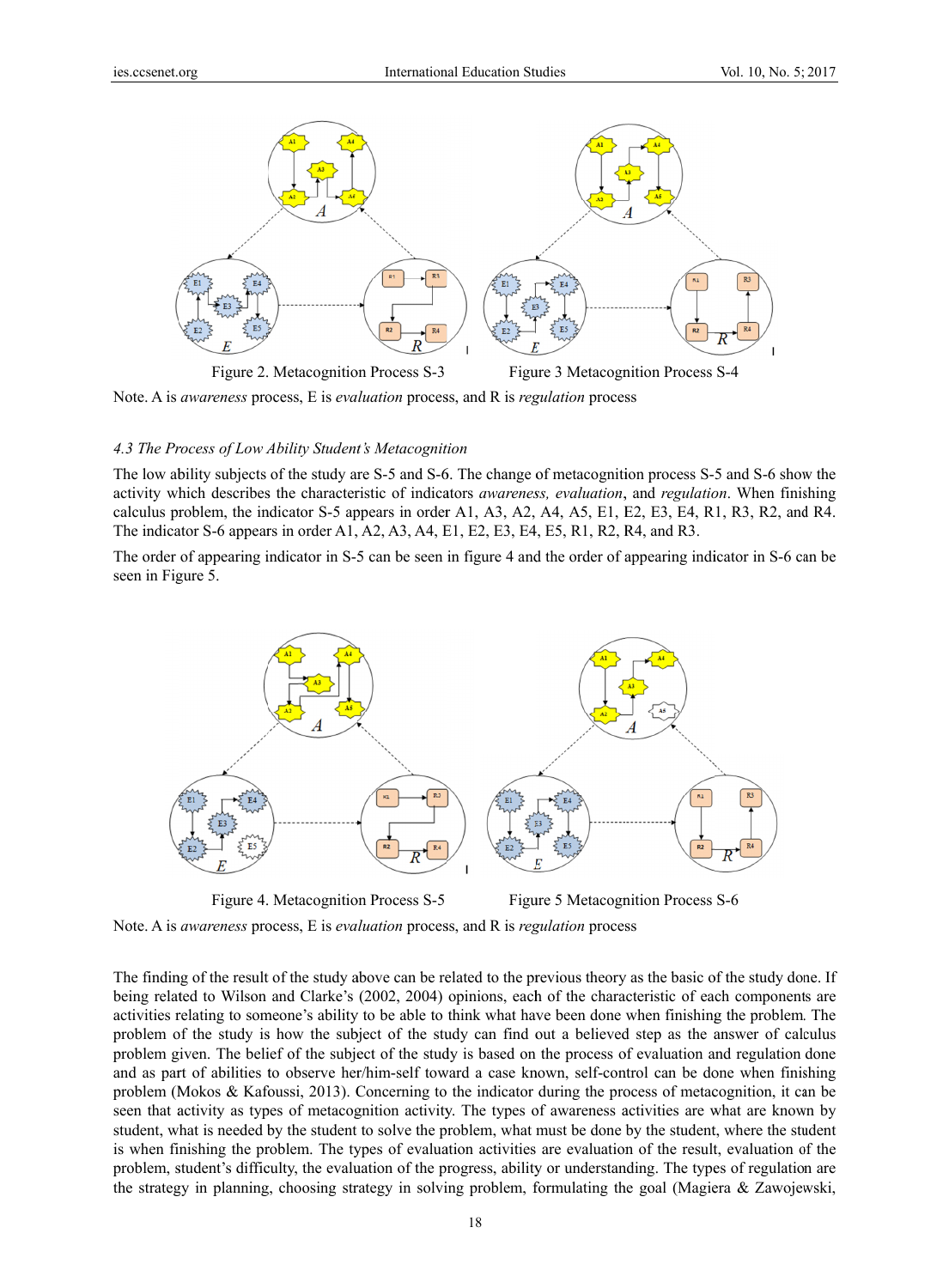Figure 2. Metacognition Process S-3

Figure 3 Metacognition Process S-4

Note. A is *awareness* process, E is *evaluation* process, and R is *regulation* process

### 4.3 The Process of Low Ability Student's Metacognition

The low ability subjects of the study are S-5 and S-6. The change of metacognition process S-5 and S-6 show the activity which describes the characteristic of indicators *awareness, evaluation*, and *regulation*. When finishing calculus problem, the indicator S-5 appears in order A1, A3, A2, A4, A5, E1, E2, E3, E4, R1, R3, R2, and R4. The indicator S-6 appears in order A1, A2, A3, A4, E1, E2, E3, E4, E5, R1, R2, R4, and R3.

The order of appearing indicator in S-5 can be seen in figure 4 and the order of appearing indicator in S-6 can be seen in Figure 5.

Figure 4. Metacognition Process S-5

Figure 5 Metacognition Process S-6

Note. A is *awareness* process, E is *evaluation* process, and R is *regulation* process

The finding of the result of the study above can be related to the previous theory as the basic of the study done. If being related to Wilson and Clarke's (2002, 2004) opinions, each of the characteristic of each components are activities relating to someone's ability to be able to think what have been done when finishing the problem. The problem of the study is how the subject of the study can find out a believed step as the answer of calculus problem given. The belief of the subject of the study is based on the process of evaluation and regulation done and as part of abilities to observe her/him-self toward a case known, self-control can be done when finishing problem (Mokos & Kafoussi, 2013). Concerning to the indicator during the process of metacognition, it can be seen that activity as types of metacognition activity. The types of awareness activities are what are known by student, what is needed by the student to solve the problem, what must be done by the student, where the student is when finishing the problem. The types of evaluation activities are evaluation of the result, evaluation of the problem, student's difficulty, the evaluation of the progress, ability or understanding. The types of regulation are the strategy in planning, choosing strategy in solving problem, formulating the goal (Magiera & Zawojewski,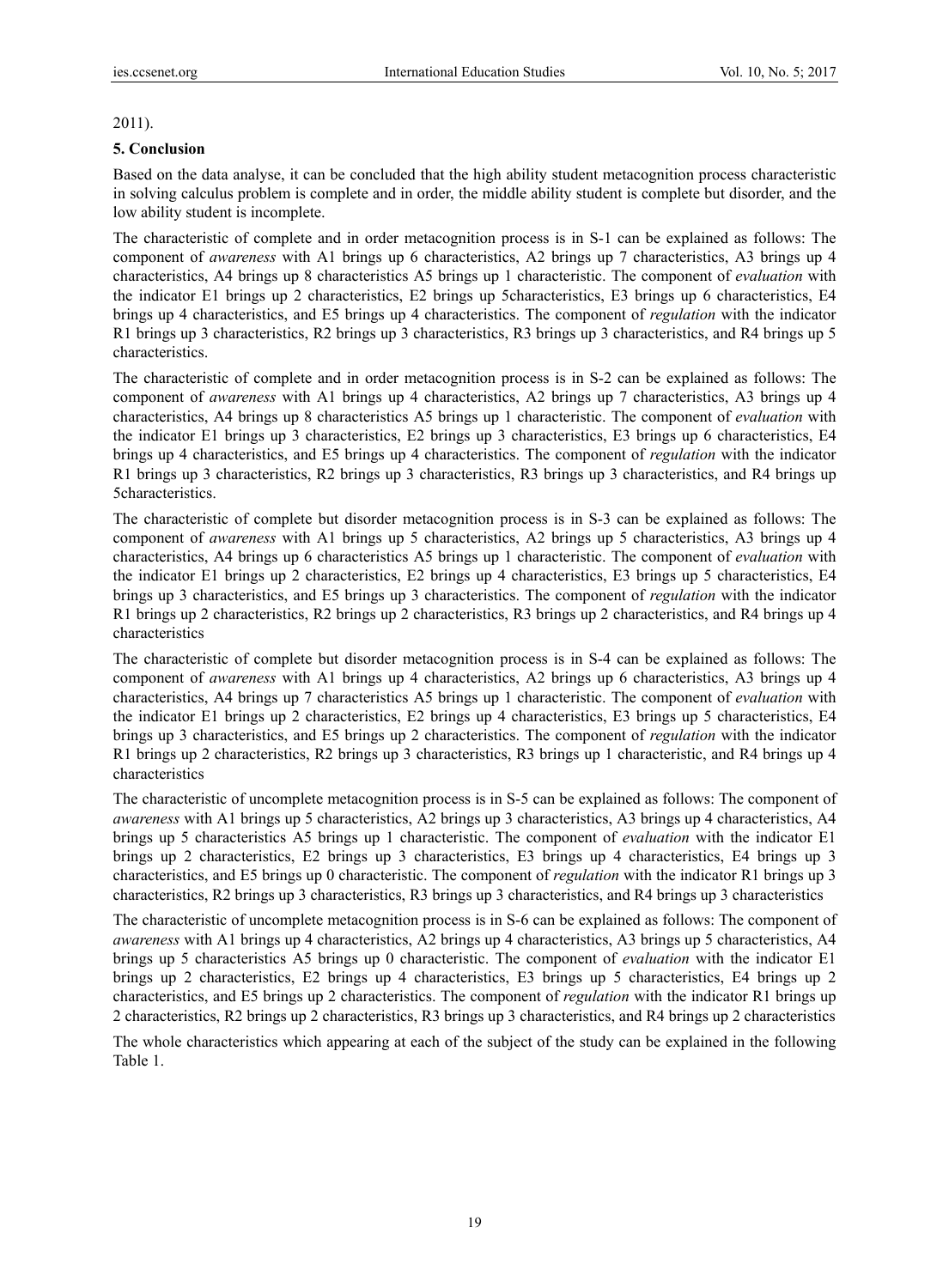2011).

## 5. Conclusion

Based on the data analyse, it can be concluded that the high ability student metacognition process characteristic in solving calculus problem is complete and in order, the middle ability student is complete but disorder, and the low ability student is incomplete.

The characteristic of complete and in order metacognition process is in S-1 can be explained as follows: The component of *awareness* with A1 brings up 6 characteristics, A2 brings up 7 characteristics, A3 brings up 4 characteristics, A4 brings up 8 characteristics A5 brings up 1 characteristic. The component of *evaluation* with the indicator E1 brings up 2 characteristics, E2 brings up 5characteristics, E3 brings up 6 characteristics, E4 brings up 4 characteristics, and E5 brings up 4 characteristics. The component of *regulation* with the indicator R1 brings up 3 characteristics, R2 brings up 3 characteristics, R3 brings up 3 characteristics, and R4 brings up 5 characteristics.

The characteristic of complete and in order metacognition process is in S-2 can be explained as follows: The component of *awareness* with A1 brings up 4 characteristics, A2 brings up 7 characteristics, A3 brings up 4 characteristics, A4 brings up 8 characteristics A5 brings up 1 characteristic. The component of *evaluation* with the indicator E1 brings up 3 characteristics, E2 brings up 3 characteristics, E3 brings up 6 characteristics, E4 brings up 4 characteristics, and E5 brings up 4 characteristics. The component of *regulation* with the indicator R1 brings up 3 characteristics, R2 brings up 3 characteristics, R3 brings up 3 characteristics, and R4 brings up 5characteristics.

The characteristic of complete but disorder metacognition process is in S-3 can be explained as follows: The component of *awareness* with A1 brings up 5 characteristics, A2 brings up 5 characteristics, A3 brings up 4 characteristics, A4 brings up 6 characteristics A5 brings up 1 characteristic. The component of *evaluation* with the indicator E1 brings up 2 characteristics, E2 brings up 4 characteristics, E3 brings up 5 characteristics, E4 brings up 3 characteristics, and E5 brings up 3 characteristics. The component of *regulation* with the indicator R1 brings up 2 characteristics, R2 brings up 2 characteristics, R3 brings up 2 characteristics, and R4 brings up 4 characteristics

The characteristic of complete but disorder metacognition process is in S-4 can be explained as follows: The component of *awareness* with A1 brings up 4 characteristics, A2 brings up 6 characteristics, A3 brings up 4 characteristics, A4 brings up 7 characteristics A5 brings up 1 characteristic. The component of *evaluation* with the indicator E1 brings up 2 characteristics, E2 brings up 4 characteristics, E3 brings up 5 characteristics, E4 brings up 3 characteristics, and E5 brings up 2 characteristics. The component of *regulation* with the indicator R1 brings up 2 characteristics, R2 brings up 3 characteristics, R3 brings up 1 characteristic, and R4 brings up 4 characteristics

The characteristic of uncomplete metacognition process is in S-5 can be explained as follows: The component of *awareness* with A1 brings up 5 characteristics, A2 brings up 3 characteristics, A3 brings up 4 characteristics, A4 brings up 5 characteristics A5 brings up 1 characteristic. The component of *evaluation* with the indicator E1 brings up 2 characteristics, E2 brings up 3 characteristics, E3 brings up 4 characteristics, E4 brings up 3 characteristics, and E5 brings up 0 characteristic. The component of *regulation* with the indicator R1 brings up 3 characteristics, R2 brings up 3 characteristics, R3 brings up 3 characteristics, and R4 brings up 3 characteristics

The characteristic of uncomplete metacognition process is in S-6 can be explained as follows: The component of *awareness* with A1 brings up 4 characteristics, A2 brings up 4 characteristics, A3 brings up 5 characteristics, A4 brings up 5 characteristics A5 brings up 0 characteristic. The component of *evaluation* with the indicator E1 brings up 2 characteristics, E2 brings up 4 characteristics, E3 brings up 5 characteristics, E4 brings up 2 characteristics, and E5 brings up 2 characteristics. The component of *regulation* with the indicator R1 brings up 2 characteristics, R2 brings up 2 characteristics, R3 brings up 3 characteristics, and R4 brings up 2 characteristics

The whole characteristics which appearing at each of the subject of the study can be explained in the following Table 1.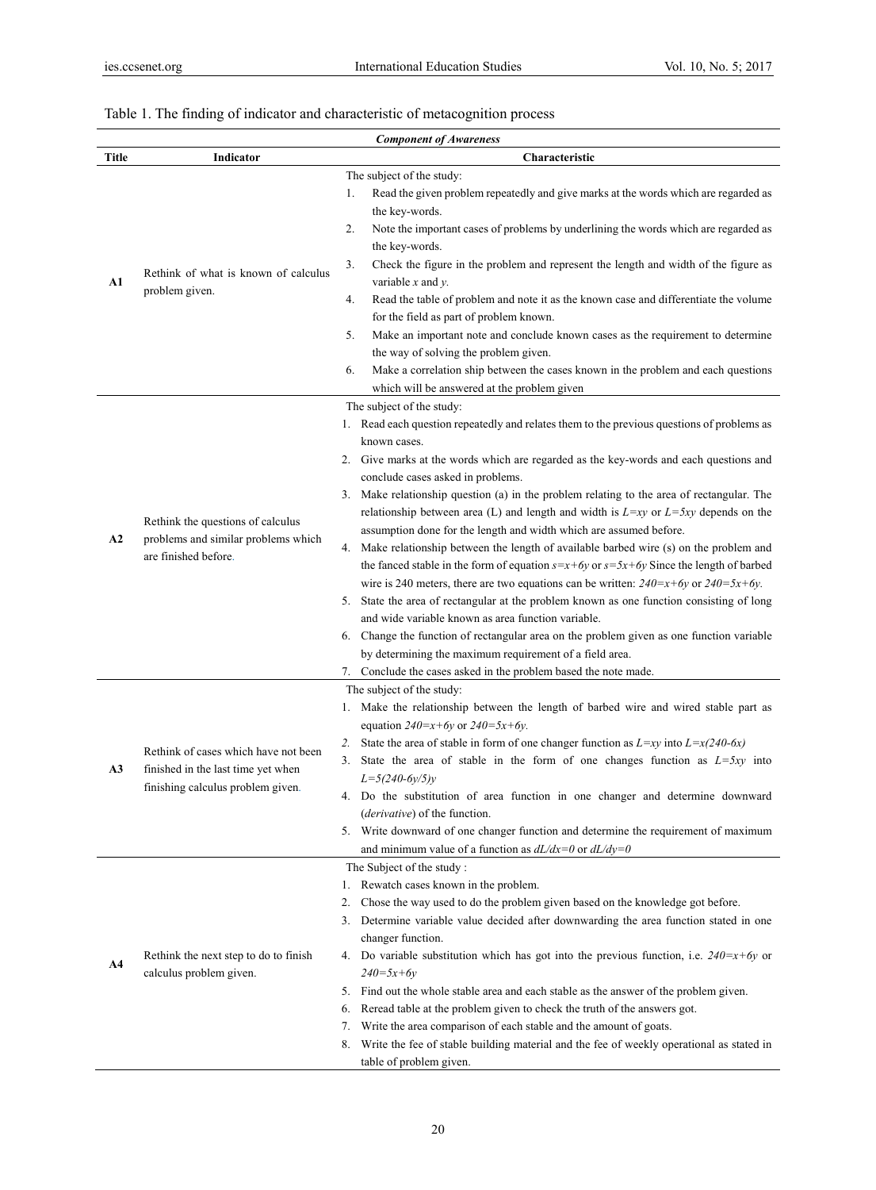Table 1. The finding of indicator and characteristic of metacognition process

| *Component of Awareness* | | |
|---|---|---|
| **Title** | **Indicator** | **Characteristic** |
| A1 | Rethink of what is known of calculus problem given. | The subject of the study:<br>1. Read the given problem repeatedly and give marks at the words which are regarded as the key-words.<br>2. Note the important cases of problems by underlining the words which are regarded as the key-words.<br>3. Check the figure in the problem and represent the length and width of the figure as variable $x$ and $y$.<br>4. Read the table of problem and note it as the known case and differentiate the volume for the field as part of problem known.<br>5. Make an important note and conclude known cases as the requirement to determine the way of solving the problem given.<br>6. Make a correlation ship between the cases known in the problem and each questions which will be answered at the problem given |
| A2 | Rethink the questions of calculus problems and similar problems which are finished before. | The subject of the study:<br>1. Read each question repeatedly and relates them to the previous questions of problems as known cases.<br>2. Give marks at the words which are regarded as the key-words and each questions and conclude cases asked in problems.<br>3. Make relationship question (a) in the problem relating to the area of rectangular. The relationship between area (L) and length and width is $L=xy$ or $L=5xy$ depends on the assumption done for the length and width which are assumed before.<br>4. Make relationship between the length of available barbed wire (s) on the problem and the fanced stable in the form of equation $s=x+6y$ or $s=5x+6y$ Since the length of barbed wire is 240 meters, there are two equations can be written: $240=x+6y$ or $240=5x+6y$.<br>5. State the area of rectangular at the problem known as one function consisting of long and wide variable known as area function variable.<br>6. Change the function of rectangular area on the problem given as one function variable by determining the maximum requirement of a field area.<br>7. Conclude the cases asked in the problem based the note made. |
| A3 | Rethink of cases which have not been finished in the last time yet when finishing calculus problem given. | The subject of the study:<br>1. Make the relationship between the length of barbed wire and wired stable part as equation $240=x+6y$ or $240=5x+6y$.<br>2. State the area of stable in form of one changer function as $L=xy$ into $L=x(240\text{-}6x)$<br>3. State the area of stable in the form of one changes function as $L=5xy$ into $L=5(240\text{-}6y/5)y$<br>4. Do the substitution of area function in one changer and determine downward (*derivative*) of the function.<br>5. Write downward of one changer function and determine the requirement of maximum and minimum value of a function as $dL/dx=0$ or $dL/dy=0$ |
| A4 | Rethink the next step to do to finish calculus problem given. | The Subject of the study :<br>1. Rewatch cases known in the problem.<br>2. Chose the way used to do the problem given based on the knowledge got before.<br>3. Determine variable value decided after downwarding the area function stated in one changer function.<br>4. Do variable substitution which has got into the previous function, i.e. $240=x+6y$ or $240=5x+6y$<br>5. Find out the whole stable area and each stable as the answer of the problem given.<br>6. Reread table at the problem given to check the truth of the answers got.<br>7. Write the area comparison of each stable and the amount of goats.<br>8. Write the fee of stable building material and the fee of weekly operational as stated in table of problem given. |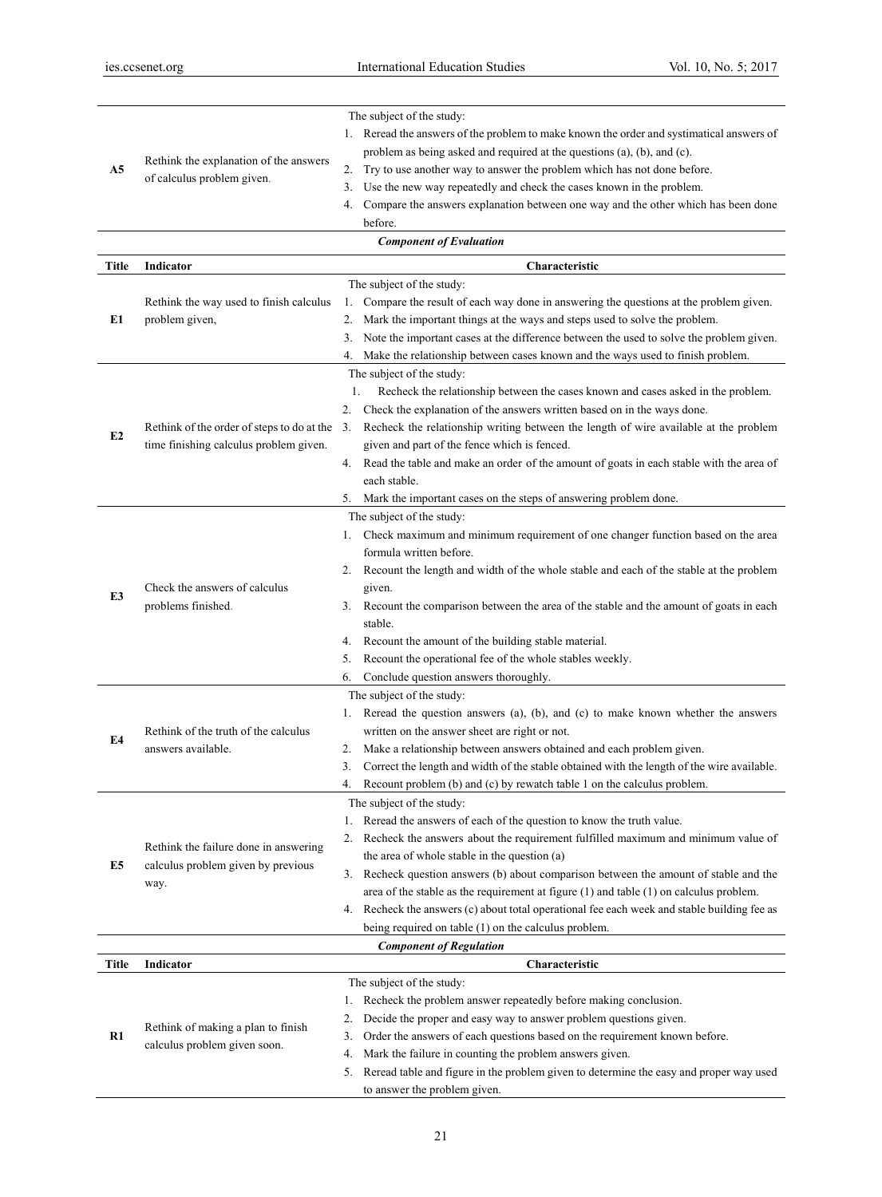| | | |
|---|---|---|
| **A5** | Rethink the explanation of the answers of calculus problem given. | The subject of the study:<br>1. Reread the answers of the problem to make known the order and systimatical answers of problem as being asked and required at the questions (a), (b), and (c).<br>2. Try to use another way to answer the problem which has not done before.<br>3. Use the new way repeatedly and check the cases known in the problem.<br>4. Compare the answers explanation between one way and the other which has been done before. |

***Component of Evaluation***

| Title | Indicator | Characteristic |
|---|---|---|
| **E1** | Rethink the way used to finish calculus problem given, | The subject of the study:<br>1. Compare the result of each way done in answering the questions at the problem given.<br>2. Mark the important things at the ways and steps used to solve the problem.<br>3. Note the important cases at the difference between the used to solve the problem given.<br>4. Make the relationship between cases known and the ways used to finish problem. |
| **E2** | Rethink of the order of steps to do at the time finishing calculus problem given. | The subject of the study:<br>1. Recheck the relationship between the cases known and cases asked in the problem.<br>2. Check the explanation of the answers written based on in the ways done.<br>3. Recheck the relationship writing between the length of wire available at the problem given and part of the fence which is fenced.<br>4. Read the table and make an order of the amount of goats in each stable with the area of each stable.<br>5. Mark the important cases on the steps of answering problem done. |
| **E3** | Check the answers of calculus problems finished. | The subject of the study:<br>1. Check maximum and minimum requirement of one changer function based on the area formula written before.<br>2. Recount the length and width of the whole stable and each of the stable at the problem given.<br>3. Recount the comparison between the area of the stable and the amount of goats in each stable.<br>4. Recount the amount of the building stable material.<br>5. Recount the operational fee of the whole stables weekly.<br>6. Conclude question answers thoroughly. |
| **E4** | Rethink of the truth of the calculus answers available. | The subject of the study:<br>1. Reread the question answers (a), (b), and (c) to make known whether the answers written on the answer sheet are right or not.<br>2. Make a relationship between answers obtained and each problem given.<br>3. Correct the length and width of the stable obtained with the length of the wire available.<br>4. Recount problem (b) and (c) by rewatch table 1 on the calculus problem. |
| **E5** | Rethink the failure done in answering calculus problem given by previous way. | The subject of the study:<br>1. Reread the answers of each of the question to know the truth value.<br>2. Recheck the answers about the requirement fulfilled maximum and minimum value of the area of whole stable in the question (a)<br>3. Recheck question answers (b) about comparison between the amount of stable and the area of the stable as the requirement at figure (1) and table (1) on calculus problem.<br>4. Recheck the answers (c) about total operational fee each week and stable building fee as being required on table (1) on the calculus problem. |

***Component of Regulation***

| Title | Indicator | Characteristic |
|---|---|---|
| **R1** | Rethink of making a plan to finish calculus problem given soon. | The subject of the study:<br>1. Recheck the problem answer repeatedly before making conclusion.<br>2. Decide the proper and easy way to answer problem questions given.<br>3. Order the answers of each questions based on the requirement known before.<br>4. Mark the failure in counting the problem answers given.<br>5. Reread table and figure in the problem given to determine the easy and proper way used to answer the problem given. |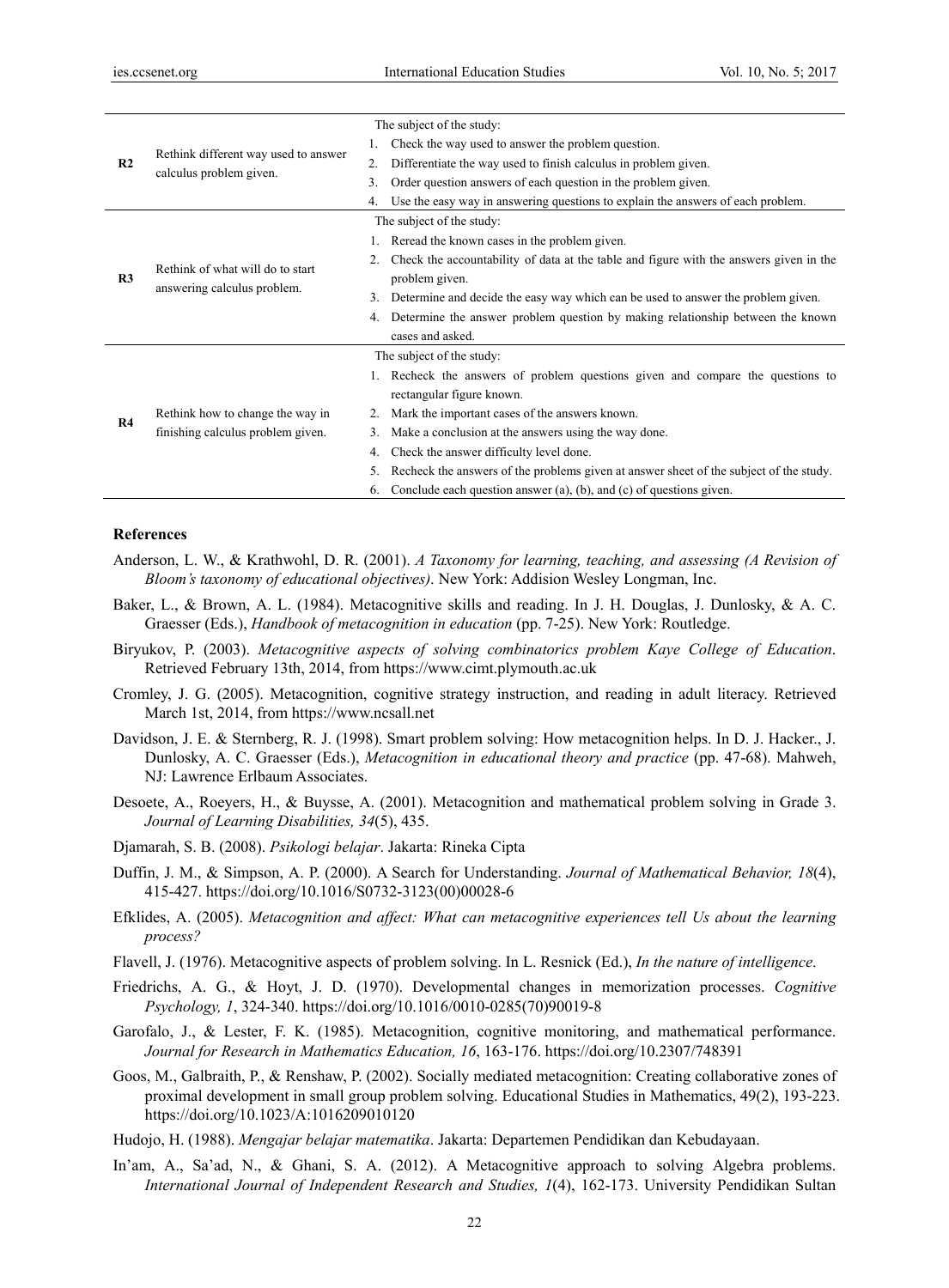| | | |
|---|---|---|
| **R2** | Rethink different way used to answer calculus problem given. | The subject of the study:<br>1. Check the way used to answer the problem question.<br>2. Differentiate the way used to finish calculus in problem given.<br>3. Order question answers of each question in the problem given.<br>4. Use the easy way in answering questions to explain the answers of each problem. |
| **R3** | Rethink of what will do to start answering calculus problem. | The subject of the study:<br>1. Reread the known cases in the problem given.<br>2. Check the accountability of data at the table and figure with the answers given in the problem given.<br>3. Determine and decide the easy way which can be used to answer the problem given.<br>4. Determine the answer problem question by making relationship between the known cases and asked. |
| **R4** | Rethink how to change the way in finishing calculus problem given. | The subject of the study:<br>1. Recheck the answers of problem questions given and compare the questions to rectangular figure known.<br>2. Mark the important cases of the answers known.<br>3. Make a conclusion at the answers using the way done.<br>4. Check the answer difficulty level done.<br>5. Recheck the answers of the problems given at answer sheet of the subject of the study.<br>6. Conclude each question answer (a), (b), and (c) of questions given. |

## References

Anderson, L. W., & Krathwohl, D. R. (2001). *A Taxonomy for learning, teaching, and assessing (A Revision of Bloom's taxonomy of educational objectives)*. New York: Addision Wesley Longman, Inc.

Baker, L., & Brown, A. L. (1984). Metacognitive skills and reading. In J. H. Douglas, J. Dunlosky, & A. C. Graesser (Eds.), *Handbook of metacognition in education* (pp. 7-25). New York: Routledge.

Biryukov, P. (2003). *Metacognitive aspects of solving combinatorics problem Kaye College of Education*. Retrieved February 13th, 2014, from https://www.cimt.plymouth.ac.uk

Cromley, J. G. (2005). Metacognition, cognitive strategy instruction, and reading in adult literacy. Retrieved March 1st, 2014, from https://www.ncsall.net

Davidson, J. E. & Sternberg, R. J. (1998). Smart problem solving: How metacognition helps. In D. J. Hacker., J. Dunlosky, A. C. Graesser (Eds.), *Metacognition in educational theory and practice* (pp. 47-68). Mahweh, NJ: Lawrence Erlbaum Associates.

Desoete, A., Roeyers, H., & Buysse, A. (2001). Metacognition and mathematical problem solving in Grade 3. *Journal of Learning Disabilities, 34*(5), 435.

Djamarah, S. B. (2008). *Psikologi belajar*. Jakarta: Rineka Cipta

Duffin, J. M., & Simpson, A. P. (2000). A Search for Understanding. *Journal of Mathematical Behavior, 18*(4), 415-427. https://doi.org/10.1016/S0732-3123(00)00028-6

Efklides, A. (2005). *Metacognition and affect: What can metacognitive experiences tell Us about the learning process?*

Flavell, J. (1976). Metacognitive aspects of problem solving. In L. Resnick (Ed.), *In the nature of intelligence*.

Friedrichs, A. G., & Hoyt, J. D. (1970). Developmental changes in memorization processes. *Cognitive Psychology, 1*, 324-340. https://doi.org/10.1016/0010-0285(70)90019-8

Garofalo, J., & Lester, F. K. (1985). Metacognition, cognitive monitoring, and mathematical performance. *Journal for Research in Mathematics Education, 16*, 163-176. https://doi.org/10.2307/748391

Goos, M., Galbraith, P., & Renshaw, P. (2002). Socially mediated metacognition: Creating collaborative zones of proximal development in small group problem solving. Educational Studies in Mathematics, 49(2), 193-223. https://doi.org/10.1023/A:1016209010120

Hudojo, H. (1988). *Mengajar belajar matematika*. Jakarta: Departemen Pendidikan dan Kebudayaan.

In'am, A., Sa'ad, N., & Ghani, S. A. (2012). A Metacognitive approach to solving Algebra problems. *International Journal of Independent Research and Studies, 1*(4), 162-173. University Pendidikan Sultan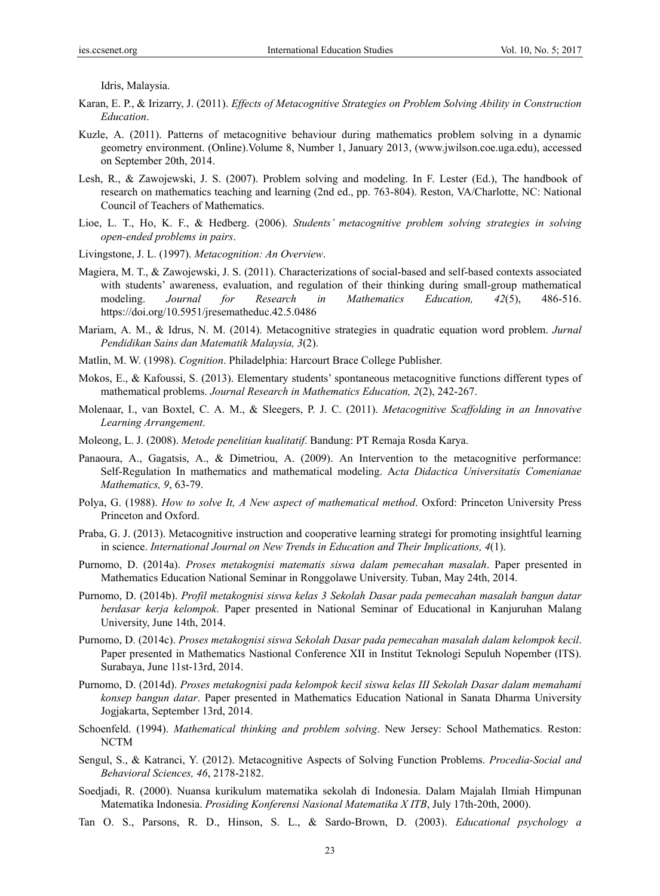Idris, Malaysia.

Karan, E. P., & Irizarry, J. (2011). *Effects of Metacognitive Strategies on Problem Solving Ability in Construction Education*.

Kuzle, A. (2011). Patterns of metacognitive behaviour during mathematics problem solving in a dynamic geometry environment. (Online).Volume 8, Number 1, January 2013, (www.jwilson.coe.uga.edu), accessed on September 20th, 2014.

Lesh, R., & Zawojewski, J. S. (2007). Problem solving and modeling. In F. Lester (Ed.), The handbook of research on mathematics teaching and learning (2nd ed., pp. 763-804). Reston, VA/Charlotte, NC: National Council of Teachers of Mathematics.

Lioe, L. T., Ho, K. F., & Hedberg. (2006). *Students' metacognitive problem solving strategies in solving open-ended problems in pairs*.

Livingstone, J. L. (1997). *Metacognition: An Overview*.

Magiera, M. T., & Zawojewski, J. S. (2011). Characterizations of social-based and self-based contexts associated with students' awareness, evaluation, and regulation of their thinking during small-group mathematical modeling. *Journal for Research in Mathematics Education, 42*(5), 486-516. https://doi.org/10.5951/jresematheduc.42.5.0486

Mariam, A. M., & Idrus, N. M. (2014). Metacognitive strategies in quadratic equation word problem. *Jurnal Pendidikan Sains dan Matematik Malaysia, 3*(2).

Matlin, M. W. (1998). *Cognition*. Philadelphia: Harcourt Brace College Publisher.

Mokos, E., & Kafoussi, S. (2013). Elementary students' spontaneous metacognitive functions different types of mathematical problems. *Journal Research in Mathematics Education, 2*(2), 242-267.

Molenaar, I., van Boxtel, C. A. M., & Sleegers, P. J. C. (2011). *Metacognitive Scaffolding in an Innovative Learning Arrangement*.

Moleong, L. J. (2008). *Metode penelitian kualitatif*. Bandung: PT Remaja Rosda Karya.

Panaoura, A., Gagatsis, A., & Dimetriou, A. (2009). An Intervention to the metacognitive performance: Self-Regulation In mathematics and mathematical modeling. A*cta Didactica Universitatis Comenianae Mathematics, 9*, 63-79.

Polya, G. (1988). *How to solve It, A New aspect of mathematical method*. Oxford: Princeton University Press Princeton and Oxford.

Praba, G. J. (2013). Metacognitive instruction and cooperative learning strategi for promoting insightful learning in science. *International Journal on New Trends in Education and Their Implications, 4*(1).

Purnomo, D. (2014a). *Proses metakognisi matematis siswa dalam pemecahan masalah*. Paper presented in Mathematics Education National Seminar in Ronggolawe University. Tuban, May 24th, 2014.

Purnomo, D. (2014b). *Profil metakognisi siswa kelas 3 Sekolah Dasar pada pemecahan masalah bangun datar berdasar kerja kelompok*. Paper presented in National Seminar of Educational in Kanjuruhan Malang University, June 14th, 2014.

Purnomo, D. (2014c). *Proses metakognisi siswa Sekolah Dasar pada pemecahan masalah dalam kelompok kecil*. Paper presented in Mathematics Nastional Conference XII in Institut Teknologi Sepuluh Nopember (ITS). Surabaya, June 11st-13rd, 2014.

Purnomo, D. (2014d). *Proses metakognisi pada kelompok kecil siswa kelas III Sekolah Dasar dalam memahami konsep bangun datar*. Paper presented in Mathematics Education National in Sanata Dharma University Jogjakarta, September 13rd, 2014.

Schoenfeld. (1994). *Mathematical thinking and problem solving*. New Jersey: School Mathematics. Reston: NCTM

Sengul, S., & Katranci, Y. (2012). Metacognitive Aspects of Solving Function Problems. *Procedia-Social and Behavioral Sciences, 46*, 2178-2182.

Soedjadi, R. (2000). Nuansa kurikulum matematika sekolah di Indonesia. Dalam Majalah Ilmiah Himpunan Matematika Indonesia. *Prosiding Konferensi Nasional Matematika X ITB*, July 17th-20th, 2000).

Tan O. S., Parsons, R. D., Hinson, S. L., & Sardo-Brown, D. (2003). *Educational psychology a*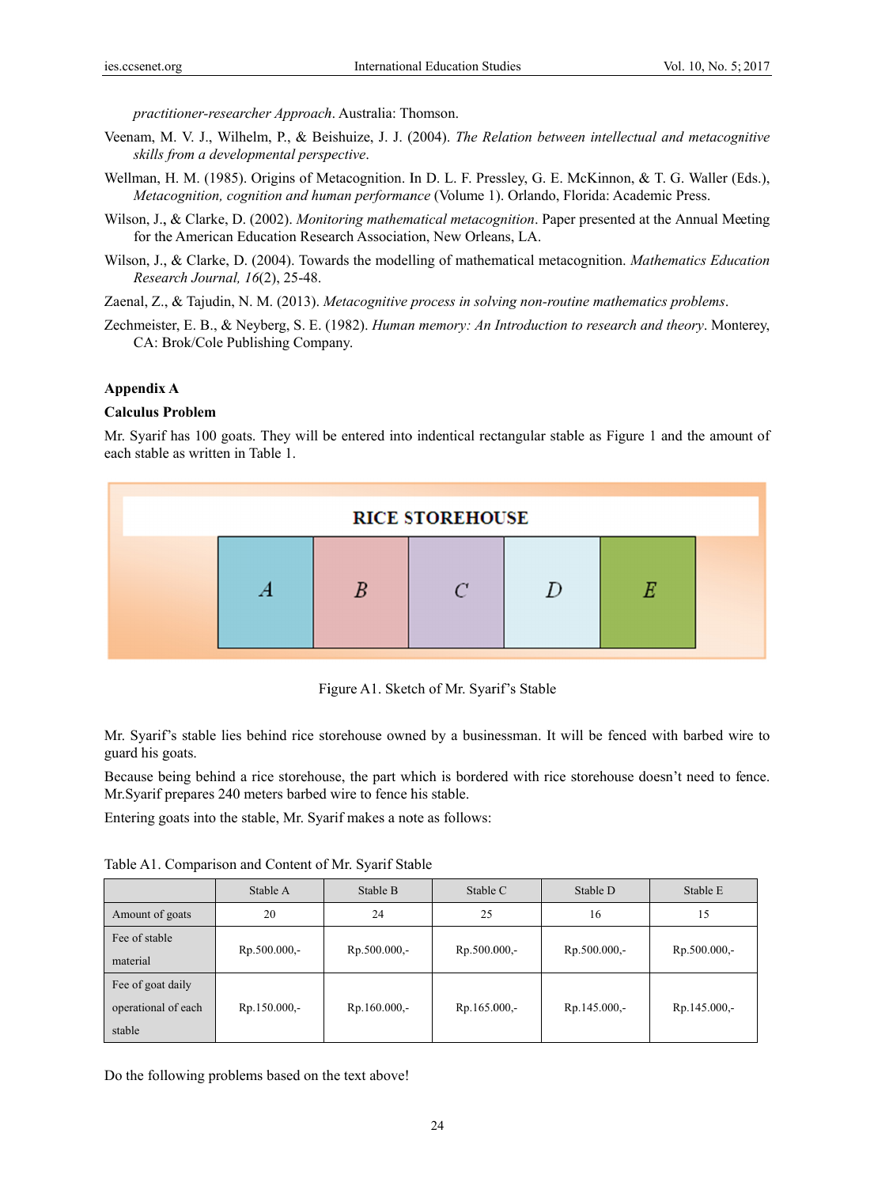practitioner-researcher Approach*. Australia: Thomson.

Veenam, M. V. J., Wilhelm, P., & Beishuize, J. J. (2004). *The Relation between intellectual and metacognitive skills from a developmental perspective*.

Wellman, H. M. (1985). Origins of Metacognition. In D. L. F. Pressley, G. E. McKinnon, & T. G. Waller (Eds.), *Metacognition, cognition and human performance* (Volume 1). Orlando, Florida: Academic Press.

Wilson, J., & Clarke, D. (2002). *Monitoring mathematical metacognition*. Paper presented at the Annual Meeting for the American Education Research Association, New Orleans, LA.

Wilson, J., & Clarke, D. (2004). Towards the modelling of mathematical metacognition. *Mathematics Education Research Journal, 16*(2), 25-48.

Zaenal, Z., & Tajudin, N. M. (2013). *Metacognitive process in solving non-routine mathematics problems*.

Zechmeister, E. B., & Neyberg, S. E. (1982). *Human memory: An Introduction to research and theory*. Monterey, CA: Brok/Cole Publishing Company.

## Appendix A

### Calculus Problem

Mr. Syarif has 100 goats. They will be entered into indentical rectangular stable as Figure 1 and the amount of each stable as written in Table 1.

RICE STOREHOUSE

| A | B | C | D | E |
|---|---|---|---|---|

Figure A1. Sketch of Mr. Syarif's Stable

Mr. Syarif's stable lies behind rice storehouse owned by a businessman. It will be fenced with barbed wire to guard his goats.

Because being behind a rice storehouse, the part which is bordered with rice storehouse doesn't need to fence. Mr.Syarif prepares 240 meters barbed wire to fence his stable.

Entering goats into the stable, Mr. Syarif makes a note as follows:

Table A1. Comparison and Content of Mr. Syarif Stable

| | Stable A | Stable B | Stable C | Stable D | Stable E |
|---|---|---|---|---|---|
| Amount of goats | 20 | 24 | 25 | 16 | 15 |
| Fee of stable material | Rp.500.000,- | Rp.500.000,- | Rp.500.000,- | Rp.500.000,- | Rp.500.000,- |
| Fee of goat daily operational of each stable | Rp.150.000,- | Rp.160.000,- | Rp.165.000,- | Rp.145.000,- | Rp.145.000,- |

Do the following problems based on the text above!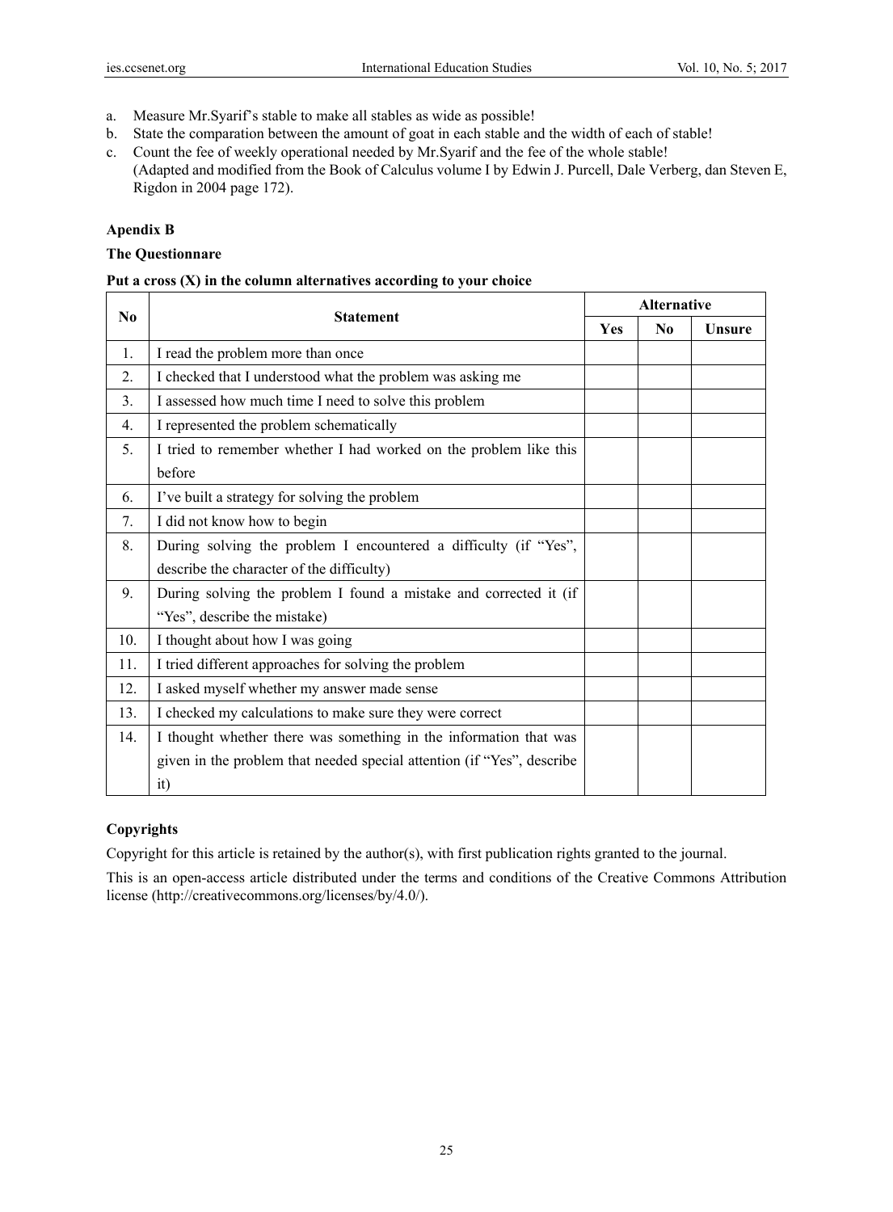a. Measure Mr.Syarif's stable to make all stables as wide as possible!
b. State the comparation between the amount of goat in each stable and the width of each of stable!
c. Count the fee of weekly operational needed by Mr.Syarif and the fee of the whole stable!
   (Adapted and modified from the Book of Calculus volume I by Edwin J. Purcell, Dale Verberg, dan Steven E, Rigdon in 2004 page 172).

### Apendix B

### The Questionnare

**Put a cross (X) in the column alternatives according to your choice**

| No | Statement | Alternative | | |
|---|---|---|---|---|
| | | Yes | No | Unsure |
| 1. | I read the problem more than once | | | |
| 2. | I checked that I understood what the problem was asking me | | | |
| 3. | I assessed how much time I need to solve this problem | | | |
| 4. | I represented the problem schematically | | | |
| 5. | I tried to remember whether I had worked on the problem like this before | | | |
| 6. | I've built a strategy for solving the problem | | | |
| 7. | I did not know how to begin | | | |
| 8. | During solving the problem I encountered a difficulty (if "Yes", describe the character of the difficulty) | | | |
| 9. | During solving the problem I found a mistake and corrected it (if "Yes", describe the mistake) | | | |
| 10. | I thought about how I was going | | | |
| 11. | I tried different approaches for solving the problem | | | |
| 12. | I asked myself whether my answer made sense | | | |
| 13. | I checked my calculations to make sure they were correct | | | |
| 14. | I thought whether there was something in the information that was given in the problem that needed special attention (if "Yes", describe it) | | | |

### Copyrights

Copyright for this article is retained by the author(s), with first publication rights granted to the journal.

This is an open-access article distributed under the terms and conditions of the Creative Commons Attribution license (http://creativecommons.org/licenses/by/4.0/).